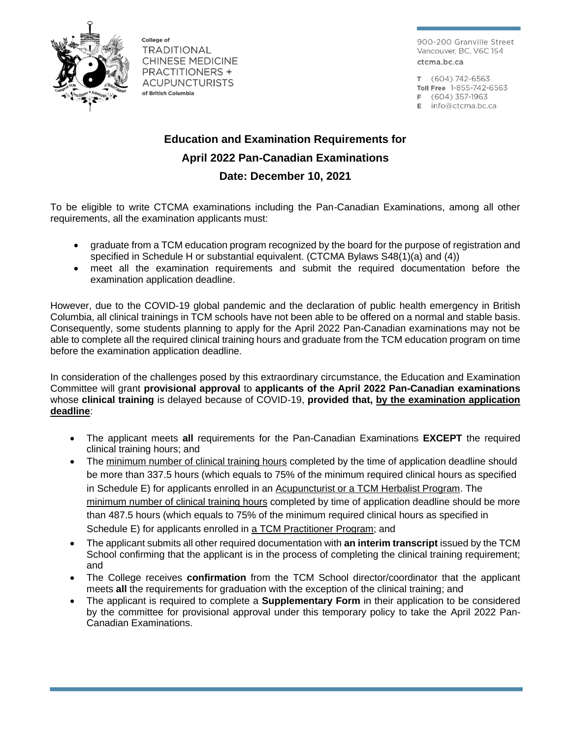College of
TRADITIONAL CHINESE MEDICINE PRACTITIONERS + ACUPUNCTURISTS
of British Columbia

900-200 Granville Street
Vancouver, BC, V6C 1S4
ctcma.bc.ca

T (604) 742-6563
Toll Free 1-855-742-6563
F (604) 357-1963
E info@ctcma.bc.ca

# Education and Examination Requirements for April 2022 Pan-Canadian Examinations

## Date: December 10, 2021

To be eligible to write CTCMA examinations including the Pan-Canadian Examinations, among all other requirements, all the examination applicants must:

- graduate from a TCM education program recognized by the board for the purpose of registration and specified in Schedule H or substantial equivalent. (CTCMA Bylaws S48(1)(a) and (4))
- meet all the examination requirements and submit the required documentation before the examination application deadline.

However, due to the COVID-19 global pandemic and the declaration of public health emergency in British Columbia, all clinical trainings in TCM schools have not been able to be offered on a normal and stable basis. Consequently, some students planning to apply for the April 2022 Pan-Canadian examinations may not be able to complete all the required clinical training hours and graduate from the TCM education program on time before the examination application deadline.

In consideration of the challenges posed by this extraordinary circumstance, the Education and Examination Committee will grant **provisional approval** to **applicants of the April 2022 Pan-Canadian examinations** whose **clinical training** is delayed because of COVID-19, **provided that, by the examination application deadline**:

- The applicant meets **all** requirements for the Pan-Canadian Examinations **EXCEPT** the required clinical training hours; and
- The minimum number of clinical training hours completed by the time of application deadline should be more than 337.5 hours (which equals to 75% of the minimum required clinical hours as specified in Schedule E) for applicants enrolled in an Acupuncturist or a TCM Herbalist Program. The minimum number of clinical training hours completed by time of application deadline should be more than 487.5 hours (which equals to 75% of the minimum required clinical hours as specified in Schedule E) for applicants enrolled in a TCM Practitioner Program; and
- The applicant submits all other required documentation with **an interim transcript** issued by the TCM School confirming that the applicant is in the process of completing the clinical training requirement; and
- The College receives **confirmation** from the TCM School director/coordinator that the applicant meets **all** the requirements for graduation with the exception of the clinical training; and
- The applicant is required to complete a **Supplementary Form** in their application to be considered by the committee for provisional approval under this temporary policy to take the April 2022 Pan-Canadian Examinations.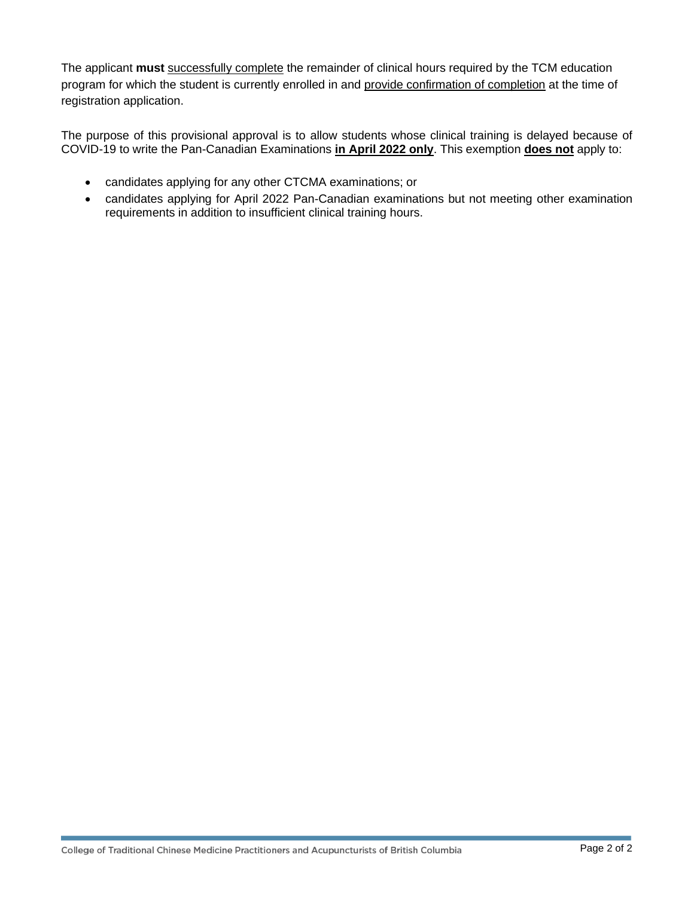The applicant **must** successfully complete the remainder of clinical hours required by the TCM education program for which the student is currently enrolled in and provide confirmation of completion at the time of registration application.

The purpose of this provisional approval is to allow students whose clinical training is delayed because of COVID-19 to write the Pan-Canadian Examinations **in April 2022 only**. This exemption **does not** apply to:

- candidates applying for any other CTCMA examinations; or
- candidates applying for April 2022 Pan-Canadian examinations but not meeting other examination requirements in addition to insufficient clinical training hours.